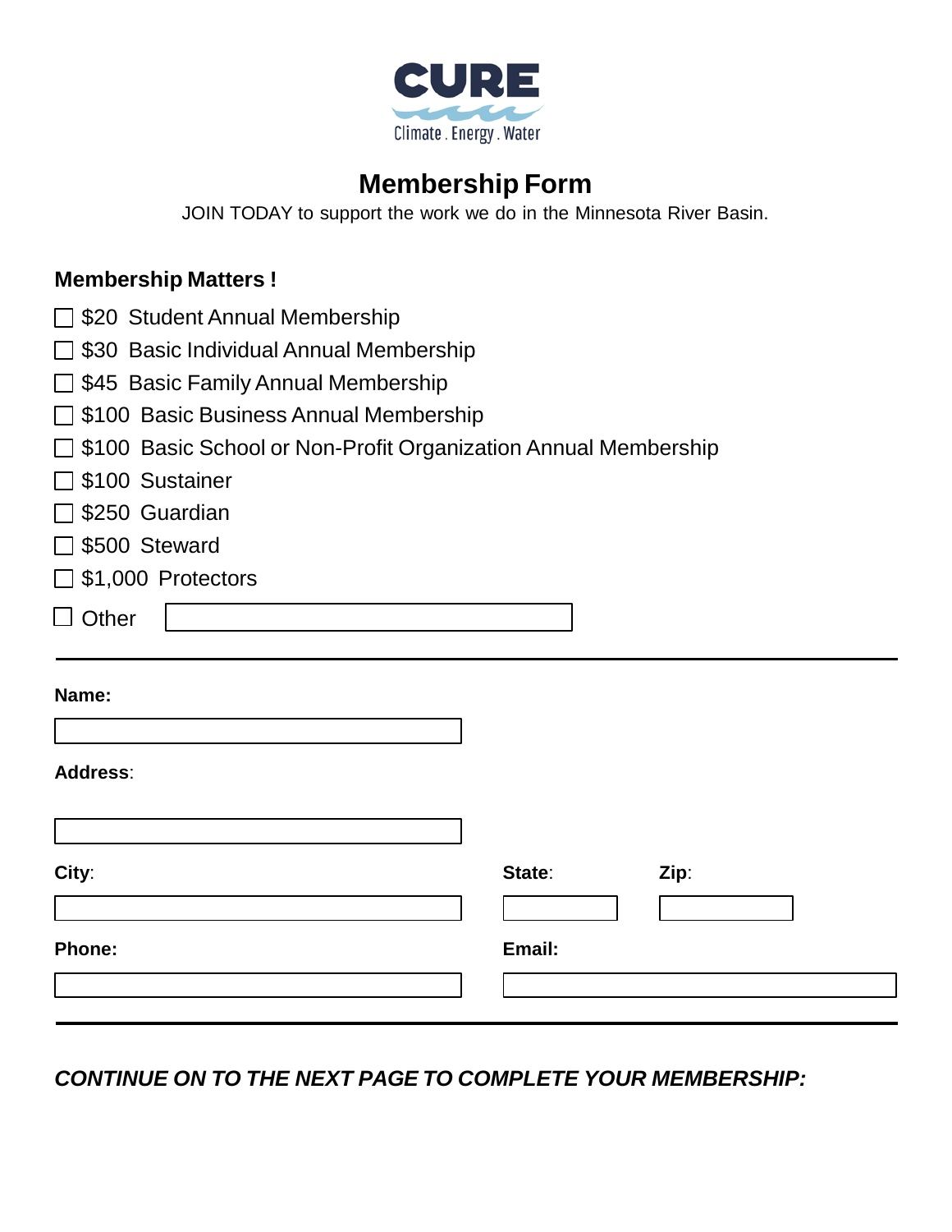CURE

Climate . Energy . Water

# Membership Form

JOIN TODAY to support the work we do in the Minnesota River Basin.

**Membership Matters !**

- ☐ $20 Student Annual Membership
- ☐ $30 Basic Individual Annual Membership
- ☐ $45 Basic Family Annual Membership
- ☐ $100 Basic Business Annual Membership
- ☐ $100 Basic School or Non-Profit Organization Annual Membership
- ☐ $100 Sustainer
- ☐ $250 Guardian
- ☐ $500 Steward
- ☐ $1,000 Protectors
- ☐ Other ______________________

---

**Name:**

______________________

**Address**:

______________________

**City**: ______________________ **State**: __________ **Zip**: __________

**Phone:** ______________________ **Email:** ______________________

---

***CONTINUE ON TO THE NEXT PAGE TO COMPLETE YOUR MEMBERSHIP:***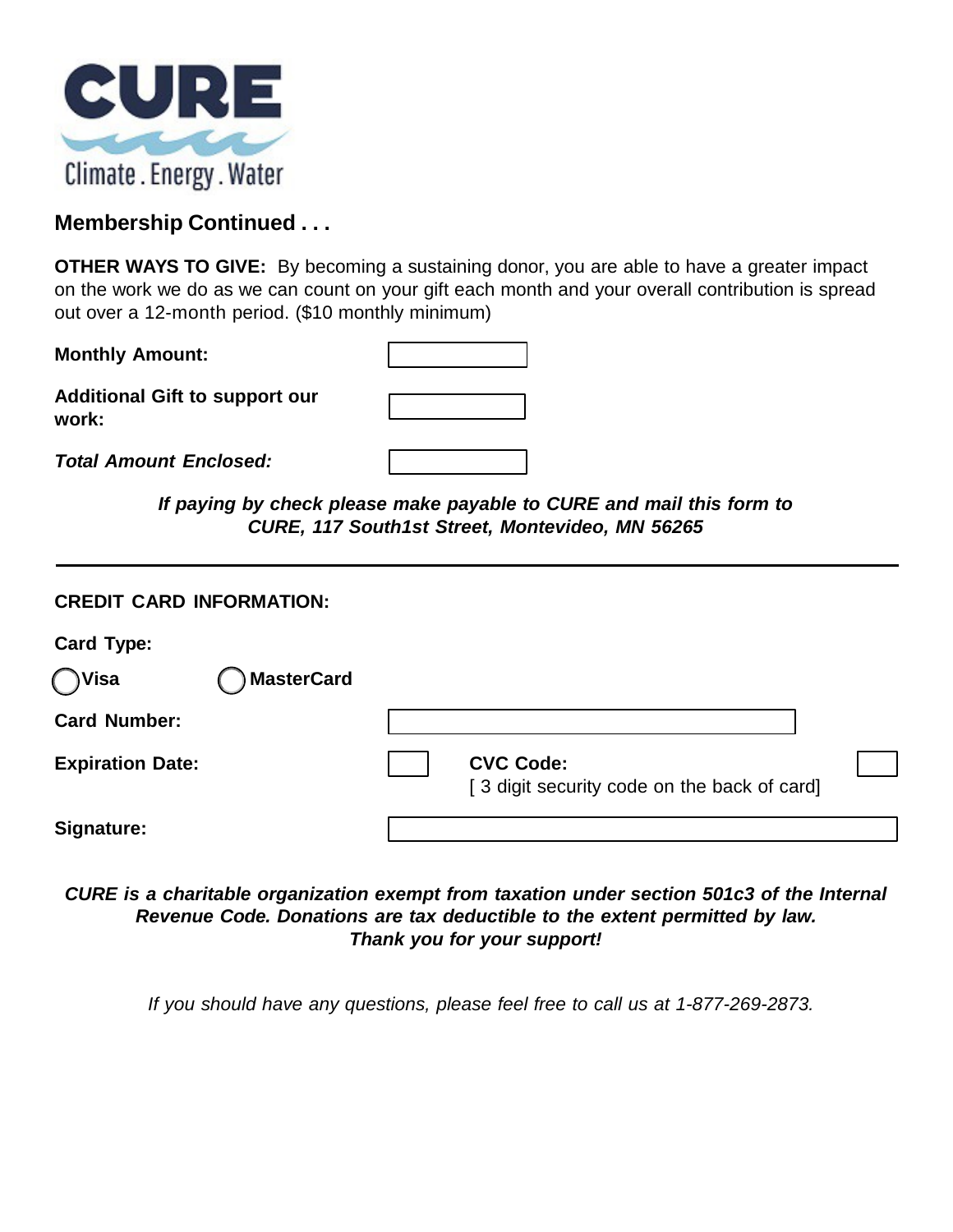CURE

Climate . Energy . Water

## Membership Continued . . .

**OTHER WAYS TO GIVE:** By becoming a sustaining donor, you are able to have a greater impact on the work we do as we can count on your gift each month and your overall contribution is spread out over a 12-month period. ($10 monthly minimum)

**Monthly Amount:**

**Additional Gift to support our work:**

***Total Amount Enclosed:***

***If paying by check please make payable to CURE and mail this form to CURE, 117 South1st Street, Montevideo, MN 56265***

---

**CREDIT CARD INFORMATION:**

**Card Type:**

- ◯ **Visa**
- ◯ **MasterCard**

**Card Number:**

**Expiration Date:**

**CVC Code:**
[ 3 digit security code on the back of card]

**Signature:**

***CURE is a charitable organization exempt from taxation under section 501c3 of the Internal Revenue Code. Donations are tax deductible to the extent permitted by law. Thank you for your support!***

*If you should have any questions, please feel free to call us at 1-877-269-2873.*